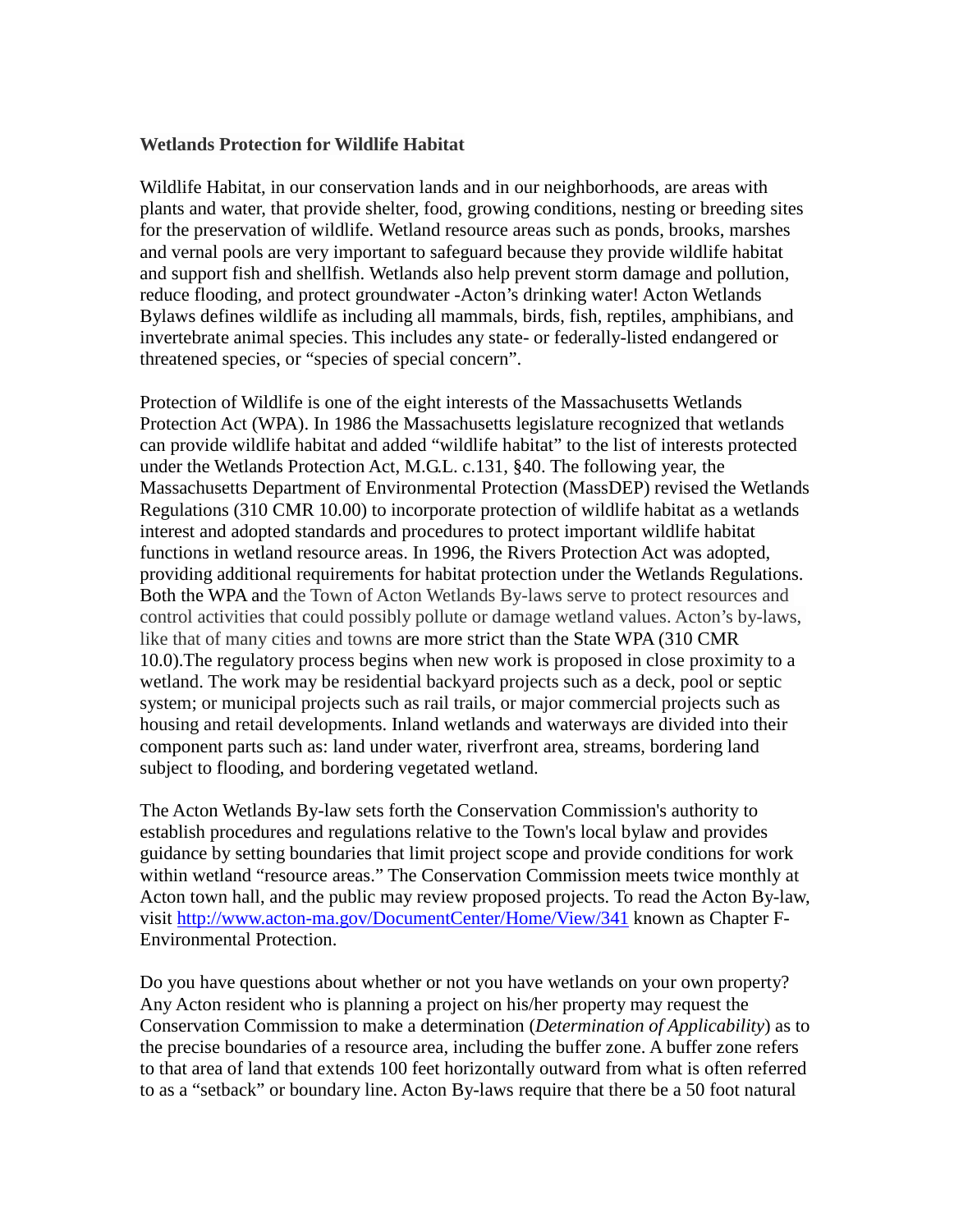**Wetlands Protection for Wildlife Habitat**

Wildlife Habitat, in our conservation lands and in our neighborhoods, are areas with plants and water, that provide shelter, food, growing conditions, nesting or breeding sites for the preservation of wildlife. Wetland resource areas such as ponds, brooks, marshes and vernal pools are very important to safeguard because they provide wildlife habitat and support fish and shellfish. Wetlands also help prevent storm damage and pollution, reduce flooding, and protect groundwater -Acton's drinking water! Acton Wetlands Bylaws defines wildlife as including all mammals, birds, fish, reptiles, amphibians, and invertebrate animal species. This includes any state- or federally-listed endangered or threatened species, or "species of special concern".

Protection of Wildlife is one of the eight interests of the Massachusetts Wetlands Protection Act (WPA). In 1986 the Massachusetts legislature recognized that wetlands can provide wildlife habitat and added "wildlife habitat" to the list of interests protected under the Wetlands Protection Act, M.G.L. c.131, §40. The following year, the Massachusetts Department of Environmental Protection (MassDEP) revised the Wetlands Regulations (310 CMR 10.00) to incorporate protection of wildlife habitat as a wetlands interest and adopted standards and procedures to protect important wildlife habitat functions in wetland resource areas. In 1996, the Rivers Protection Act was adopted, providing additional requirements for habitat protection under the Wetlands Regulations. Both the WPA and the Town of Acton Wetlands By-laws serve to protect resources and control activities that could possibly pollute or damage wetland values. Acton's by-laws, like that of many cities and towns are more strict than the State WPA (310 CMR 10.0).The regulatory process begins when new work is proposed in close proximity to a wetland. The work may be residential backyard projects such as a deck, pool or septic system; or municipal projects such as rail trails, or major commercial projects such as housing and retail developments. Inland wetlands and waterways are divided into their component parts such as: land under water, riverfront area, streams, bordering land subject to flooding, and bordering vegetated wetland.

The Acton Wetlands By-law sets forth the Conservation Commission's authority to establish procedures and regulations relative to the Town's local bylaw and provides guidance by setting boundaries that limit project scope and provide conditions for work within wetland "resource areas." The Conservation Commission meets twice monthly at Acton town hall, and the public may review proposed projects. To read the Acton By-law, visit [http://www.acton-ma.gov/DocumentCenter/Home/View/341](http://www.acton-ma.gov/DocumentCenter/Home/View/341) known as Chapter F-Environmental Protection.

Do you have questions about whether or not you have wetlands on your own property? Any Acton resident who is planning a project on his/her property may request the Conservation Commission to make a determination (*Determination of Applicability*) as to the precise boundaries of a resource area, including the buffer zone. A buffer zone refers to that area of land that extends 100 feet horizontally outward from what is often referred to as a "setback" or boundary line. Acton By-laws require that there be a 50 foot natural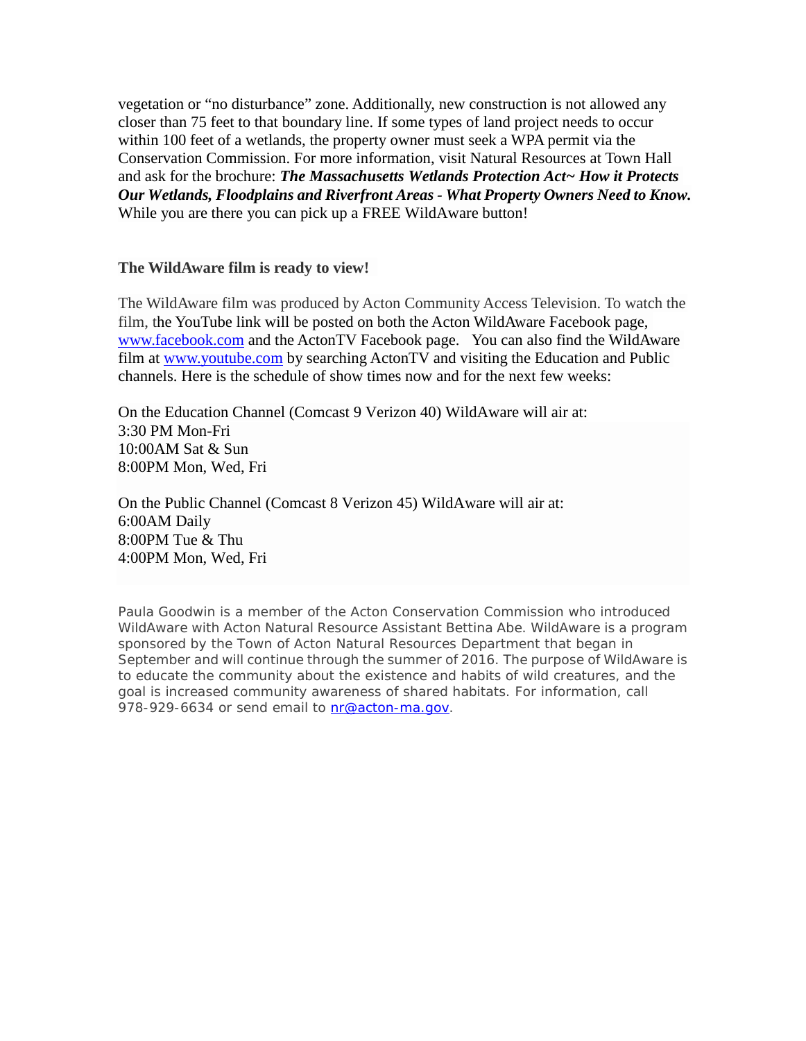vegetation or "no disturbance" zone. Additionally, new construction is not allowed any closer than 75 feet to that boundary line. If some types of land project needs to occur within 100 feet of a wetlands, the property owner must seek a WPA permit via the Conservation Commission. For more information, visit Natural Resources at Town Hall and ask for the brochure: ***The Massachusetts Wetlands Protection Act~ How it Protects Our Wetlands, Floodplains and Riverfront Areas - What Property Owners Need to Know.*** While you are there you can pick up a FREE WildAware button!

**The WildAware film is ready to view!**

The WildAware film was produced by Acton Community Access Television. To watch the film, the YouTube link will be posted on both the Acton WildAware Facebook page, www.facebook.com and the ActonTV Facebook page. You can also find the WildAware film at www.youtube.com by searching ActonTV and visiting the Education and Public channels. Here is the schedule of show times now and for the next few weeks:

On the Education Channel (Comcast 9 Verizon 40) WildAware will air at:
3:30 PM Mon-Fri
10:00AM Sat & Sun
8:00PM Mon, Wed, Fri

On the Public Channel (Comcast 8 Verizon 45) WildAware will air at:
6:00AM Daily
8:00PM Tue & Thu
4:00PM Mon, Wed, Fri

Paula Goodwin is a member of the Acton Conservation Commission who introduced WildAware with Acton Natural Resource Assistant Bettina Abe. WildAware is a program sponsored by the Town of Acton Natural Resources Department that began in September and will continue through the summer of 2016. The purpose of WildAware is to educate the community about the existence and habits of wild creatures, and the goal is increased community awareness of shared habitats. For information, call 978-929-6634 or send email to nr@acton-ma.gov.